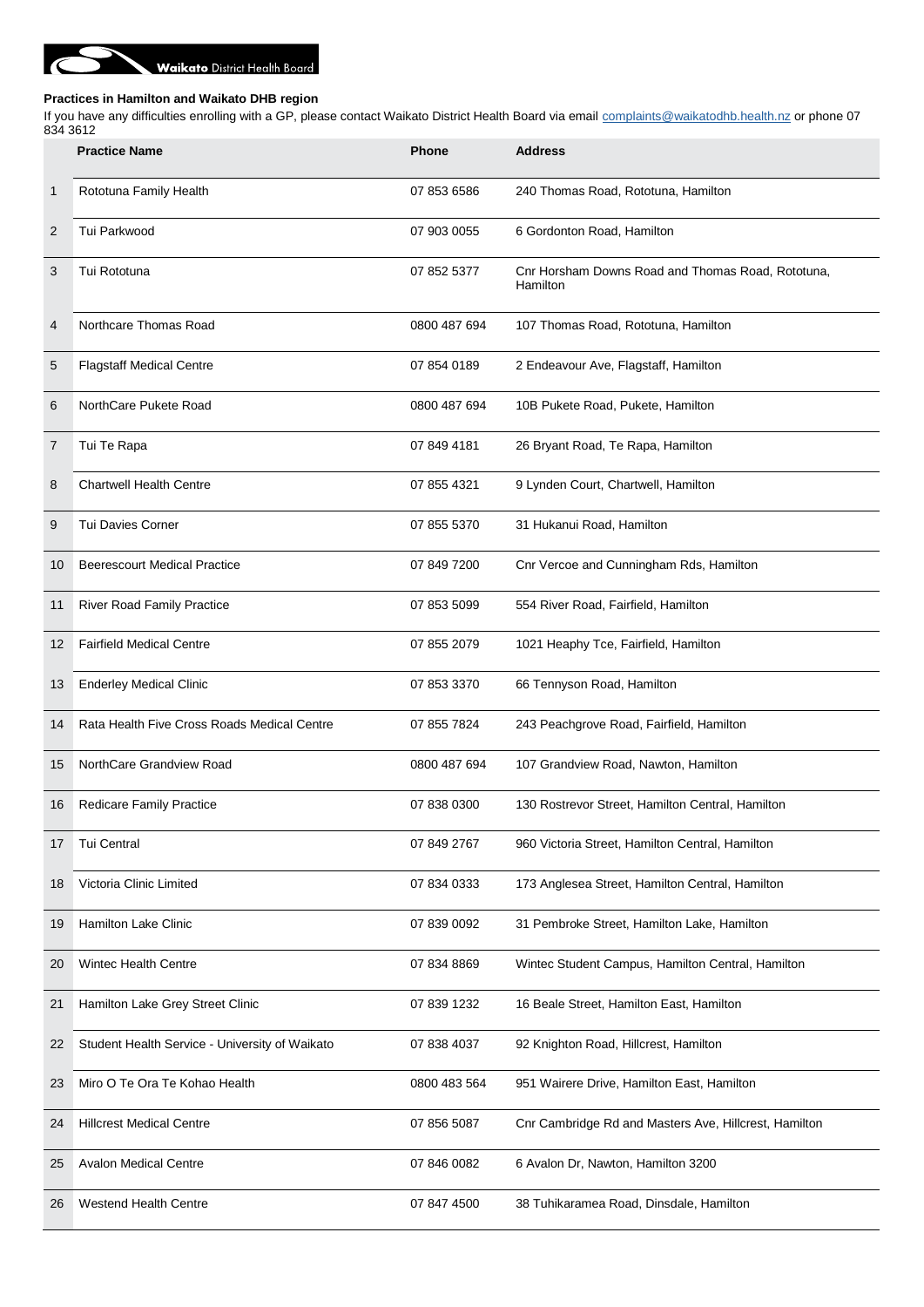Waikato District Health Board

**Practices in Hamilton and Waikato DHB region**

If you have any difficulties enrolling with a GP, please contact Waikato District Health Board via email complaints@waikatodhb.health.nz or phone 07 834 3612

| | Practice Name | Phone | Address |
|---|---|---|---|
| 1 | Rototuna Family Health | 07 853 6586 | 240 Thomas Road, Rototuna, Hamilton |
| 2 | Tui Parkwood | 07 903 0055 | 6 Gordonton Road, Hamilton |
| 3 | Tui Rototuna | 07 852 5377 | Cnr Horsham Downs Road and Thomas Road, Rototuna, Hamilton |
| 4 | Northcare Thomas Road | 0800 487 694 | 107 Thomas Road, Rototuna, Hamilton |
| 5 | Flagstaff Medical Centre | 07 854 0189 | 2 Endeavour Ave, Flagstaff, Hamilton |
| 6 | NorthCare Pukete Road | 0800 487 694 | 10B Pukete Road, Pukete, Hamilton |
| 7 | Tui Te Rapa | 07 849 4181 | 26 Bryant Road, Te Rapa, Hamilton |
| 8 | Chartwell Health Centre | 07 855 4321 | 9 Lynden Court, Chartwell, Hamilton |
| 9 | Tui Davies Corner | 07 855 5370 | 31 Hukanui Road, Hamilton |
| 10 | Beerescourt Medical Practice | 07 849 7200 | Cnr Vercoe and Cunningham Rds, Hamilton |
| 11 | River Road Family Practice | 07 853 5099 | 554 River Road, Fairfield, Hamilton |
| 12 | Fairfield Medical Centre | 07 855 2079 | 1021 Heaphy Tce, Fairfield, Hamilton |
| 13 | Enderley Medical Clinic | 07 853 3370 | 66 Tennyson Road, Hamilton |
| 14 | Rata Health Five Cross Roads Medical Centre | 07 855 7824 | 243 Peachgrove Road, Fairfield, Hamilton |
| 15 | NorthCare Grandview Road | 0800 487 694 | 107 Grandview Road, Nawton, Hamilton |
| 16 | Redicare Family Practice | 07 838 0300 | 130 Rostrevor Street, Hamilton Central, Hamilton |
| 17 | Tui Central | 07 849 2767 | 960 Victoria Street, Hamilton Central, Hamilton |
| 18 | Victoria Clinic Limited | 07 834 0333 | 173 Anglesea Street, Hamilton Central, Hamilton |
| 19 | Hamilton Lake Clinic | 07 839 0092 | 31 Pembroke Street, Hamilton Lake, Hamilton |
| 20 | Wintec Health Centre | 07 834 8869 | Wintec Student Campus, Hamilton Central, Hamilton |
| 21 | Hamilton Lake Grey Street Clinic | 07 839 1232 | 16 Beale Street, Hamilton East, Hamilton |
| 22 | Student Health Service - University of Waikato | 07 838 4037 | 92 Knighton Road, Hillcrest, Hamilton |
| 23 | Miro O Te Ora Te Kohao Health | 0800 483 564 | 951 Wairere Drive, Hamilton East, Hamilton |
| 24 | Hillcrest Medical Centre | 07 856 5087 | Cnr Cambridge Rd and Masters Ave, Hillcrest, Hamilton |
| 25 | Avalon Medical Centre | 07 846 0082 | 6 Avalon Dr, Nawton, Hamilton 3200 |
| 26 | Westend Health Centre | 07 847 4500 | 38 Tuhikaramea Road, Dinsdale, Hamilton |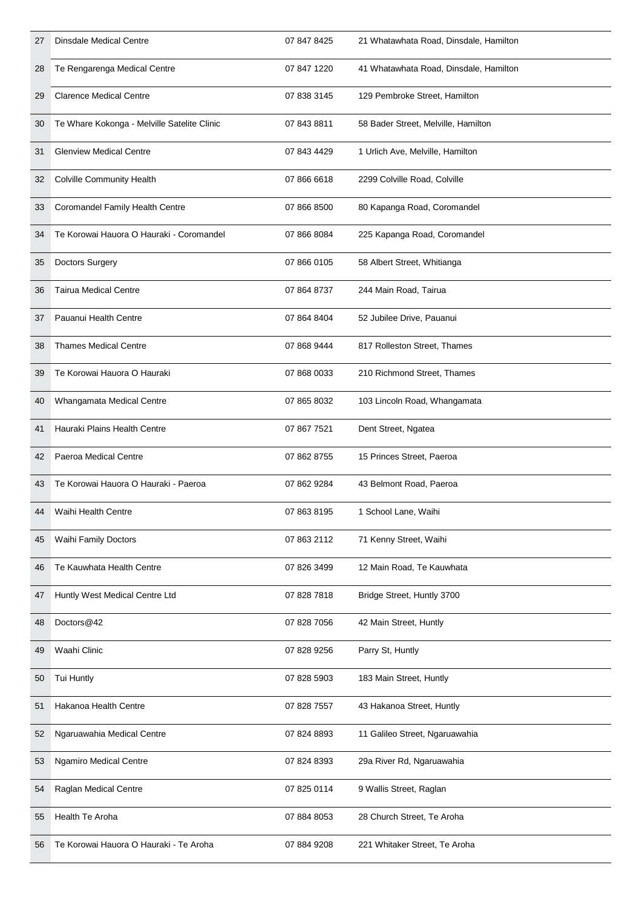| | | | |
|---|---|---|---|
| 27 | Dinsdale Medical Centre | 07 847 8425 | 21 Whatawhata Road, Dinsdale, Hamilton |
| 28 | Te Rengarenga Medical Centre | 07 847 1220 | 41 Whatawhata Road, Dinsdale, Hamilton |
| 29 | Clarence Medical Centre | 07 838 3145 | 129 Pembroke Street, Hamilton |
| 30 | Te Whare Kokonga - Melville Satelite Clinic | 07 843 8811 | 58 Bader Street, Melville, Hamilton |
| 31 | Glenview Medical Centre | 07 843 4429 | 1 Urlich Ave, Melville, Hamilton |
| 32 | Colville Community Health | 07 866 6618 | 2299 Colville Road, Colville |
| 33 | Coromandel Family Health Centre | 07 866 8500 | 80 Kapanga Road, Coromandel |
| 34 | Te Korowai Hauora O Hauraki - Coromandel | 07 866 8084 | 225 Kapanga Road, Coromandel |
| 35 | Doctors Surgery | 07 866 0105 | 58 Albert Street, Whitianga |
| 36 | Tairua Medical Centre | 07 864 8737 | 244 Main Road, Tairua |
| 37 | Pauanui Health Centre | 07 864 8404 | 52 Jubilee Drive, Pauanui |
| 38 | Thames Medical Centre | 07 868 9444 | 817 Rolleston Street, Thames |
| 39 | Te Korowai Hauora O Hauraki | 07 868 0033 | 210 Richmond Street, Thames |
| 40 | Whangamata Medical Centre | 07 865 8032 | 103 Lincoln Road, Whangamata |
| 41 | Hauraki Plains Health Centre | 07 867 7521 | Dent Street, Ngatea |
| 42 | Paeroa Medical Centre | 07 862 8755 | 15 Princes Street, Paeroa |
| 43 | Te Korowai Hauora O Hauraki - Paeroa | 07 862 9284 | 43 Belmont Road, Paeroa |
| 44 | Waihi Health Centre | 07 863 8195 | 1 School Lane, Waihi |
| 45 | Waihi Family Doctors | 07 863 2112 | 71 Kenny Street, Waihi |
| 46 | Te Kauwhata Health Centre | 07 826 3499 | 12 Main Road, Te Kauwhata |
| 47 | Huntly West Medical Centre Ltd | 07 828 7818 | Bridge Street, Huntly 3700 |
| 48 | Doctors@42 | 07 828 7056 | 42 Main Street, Huntly |
| 49 | Waahi Clinic | 07 828 9256 | Parry St, Huntly |
| 50 | Tui Huntly | 07 828 5903 | 183 Main Street, Huntly |
| 51 | Hakanoa Health Centre | 07 828 7557 | 43 Hakanoa Street, Huntly |
| 52 | Ngaruawahia Medical Centre | 07 824 8893 | 11 Galileo Street, Ngaruawahia |
| 53 | Ngamiro Medical Centre | 07 824 8393 | 29a River Rd, Ngaruawahia |
| 54 | Raglan Medical Centre | 07 825 0114 | 9 Wallis Street, Raglan |
| 55 | Health Te Aroha | 07 884 8053 | 28 Church Street, Te Aroha |
| 56 | Te Korowai Hauora O Hauraki - Te Aroha | 07 884 9208 | 221 Whitaker Street, Te Aroha |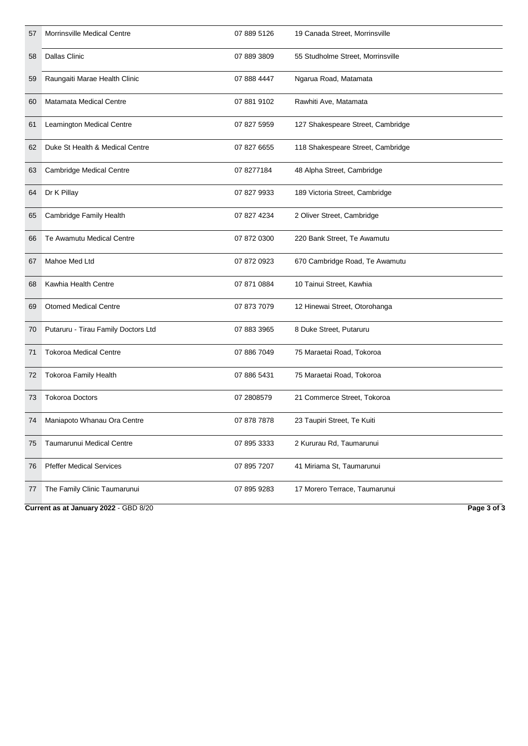| | | | |
|---|---|---|---|
| 57 | Morrinsville Medical Centre | 07 889 5126 | 19 Canada Street, Morrinsville |
| 58 | Dallas Clinic | 07 889 3809 | 55 Studholme Street, Morrinsville |
| 59 | Raungaiti Marae Health Clinic | 07 888 4447 | Ngarua Road, Matamata |
| 60 | Matamata Medical Centre | 07 881 9102 | Rawhiti Ave, Matamata |
| 61 | Leamington Medical Centre | 07 827 5959 | 127 Shakespeare Street, Cambridge |
| 62 | Duke St Health & Medical Centre | 07 827 6655 | 118 Shakespeare Street, Cambridge |
| 63 | Cambridge Medical Centre | 07 8277184 | 48 Alpha Street, Cambridge |
| 64 | Dr K Pillay | 07 827 9933 | 189 Victoria Street, Cambridge |
| 65 | Cambridge Family Health | 07 827 4234 | 2 Oliver Street, Cambridge |
| 66 | Te Awamutu Medical Centre | 07 872 0300 | 220 Bank Street, Te Awamutu |
| 67 | Mahoe Med Ltd | 07 872 0923 | 670 Cambridge Road, Te Awamutu |
| 68 | Kawhia Health Centre | 07 871 0884 | 10 Tainui Street, Kawhia |
| 69 | Otomed Medical Centre | 07 873 7079 | 12 Hinewai Street, Otorohanga |
| 70 | Putaruru - Tirau Family Doctors Ltd | 07 883 3965 | 8 Duke Street, Putaruru |
| 71 | Tokoroa Medical Centre | 07 886 7049 | 75 Maraetai Road, Tokoroa |
| 72 | Tokoroa Family Health | 07 886 5431 | 75 Maraetai Road, Tokoroa |
| 73 | Tokoroa Doctors | 07 2808579 | 21 Commerce Street, Tokoroa |
| 74 | Maniapoto Whanau Ora Centre | 07 878 7878 | 23 Taupiri Street, Te Kuiti |
| 75 | Taumarunui Medical Centre | 07 895 3333 | 2 Kururau Rd, Taumarunui |
| 76 | Pfeffer Medical Services | 07 895 7207 | 41 Miriama St, Taumarunui |
| 77 | The Family Clinic Taumarunui | 07 895 9283 | 17 Morero Terrace, Taumarunui |

**Current as at January 2022** - GBD 8/20